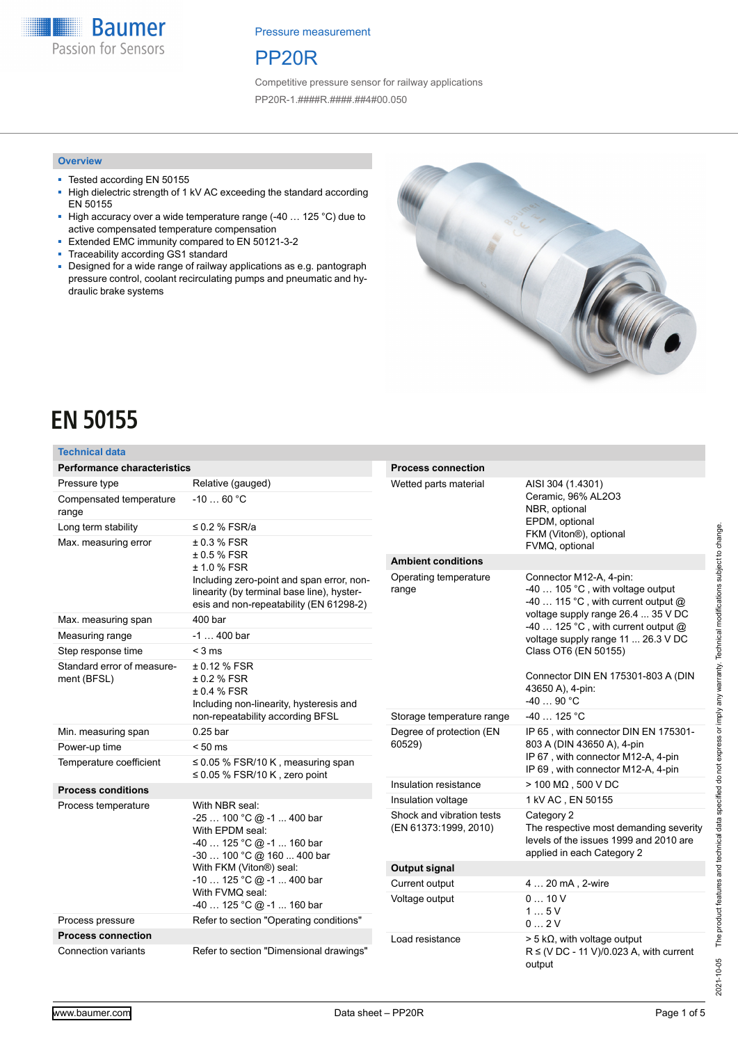Pressure measurement

# PP20R

Competitive pressure sensor for railway applications

PP20R-1.####R.####.##4#00.050

## Overview

- Tested according EN 50155
- High dielectric strength of 1 kV AC exceeding the standard according EN 50155
- High accuracy over a wide temperature range (-40 … 125 °C) due to active compensated temperature compensation
- Extended EMC immunity compared to EN 50121-3-2
- Traceability according GS1 standard
- Designed for a wide range of railway applications as e.g. pantograph pressure control, coolant recirculating pumps and pneumatic and hydraulic brake systems

# EN 50155

## Technical data

| Performance characteristics | |
|---|---|
| Pressure type | Relative (gauged) |
| Compensated temperature range | -10 … 60 °C |
| Long term stability | ≤ 0.2 % FSR/a |
| Max. measuring error | ± 0.3 % FSR<br>± 0.5 % FSR<br>± 1.0 % FSR<br>Including zero-point and span error, non-linearity (by terminal base line), hysteresis and non-repeatability (EN 61298-2) |
| Max. measuring span | 400 bar |
| Measuring range | -1 … 400 bar |
| Step response time | < 3 ms |
| Standard error of measurement (BFSL) | ± 0.12 % FSR<br>± 0.2 % FSR<br>± 0.4 % FSR<br>Including non-linearity, hysteresis and non-repeatability according BFSL |
| Min. measuring span | 0.25 bar |
| Power-up time | < 50 ms |
| Temperature coefficient | ≤ 0.05 % FSR/10 K , measuring span<br>≤ 0.05 % FSR/10 K , zero point |
| **Process conditions** | |
| Process temperature | With NBR seal:<br>-25 … 100 °C @ -1 ... 400 bar<br>With EPDM seal:<br>-40 … 125 °C @ -1 ... 160 bar<br>-30 … 100 °C @ 160 ... 400 bar<br>With FKM (Viton®) seal:<br>-10 … 125 °C @ -1 ... 400 bar<br>With FVMQ seal:<br>-40 … 125 °C @ -1 ... 160 bar |
| Process pressure | Refer to section "Operating conditions" |
| **Process connection** | |
| Connection variants | Refer to section "Dimensional drawings" |

| Process connection | |
|---|---|
| Wetted parts material | AISI 304 (1.4301)<br>Ceramic, 96% AL2O3<br>NBR, optional<br>EPDM, optional<br>FKM (Viton®), optional<br>FVMQ, optional |
| **Ambient conditions** | |
| Operating temperature range | Connector M12-A, 4-pin:<br>-40 … 105 °C , with voltage output<br>-40 … 115 °C , with current output @ voltage supply range 26.4 ... 35 V DC<br>-40 … 125 °C , with current output @ voltage supply range 11 ... 26.3 V DC<br>Class OT6 (EN 50155)<br><br>Connector DIN EN 175301-803 A (DIN 43650 A), 4-pin:<br>-40 … 90 °C |
| Storage temperature range | -40 … 125 °C |
| Degree of protection (EN 60529) | IP 65 , with connector DIN EN 175301-803 A (DIN 43650 A), 4-pin<br>IP 67 , with connector M12-A, 4-pin<br>IP 69 , with connector M12-A, 4-pin |
| Insulation resistance | > 100 MΩ , 500 V DC |
| Insulation voltage | 1 kV AC , EN 50155 |
| Shock and vibration tests (EN 61373:1999, 2010) | Category 2<br>The respective most demanding severity levels of the issues 1999 and 2010 are applied in each Category 2 |
| **Output signal** | |
| Current output | 4 … 20 mA , 2-wire |
| Voltage output | 0 … 10 V<br>1 … 5 V<br>0 … 2 V |
| Load resistance | > 5 kΩ, with voltage output<br>R ≤ (V DC - 11 V)/0.023 A, with current output |

2021-10-05 The product features and technical data specified do not express or imply any warranty. Technical modifications subject to change.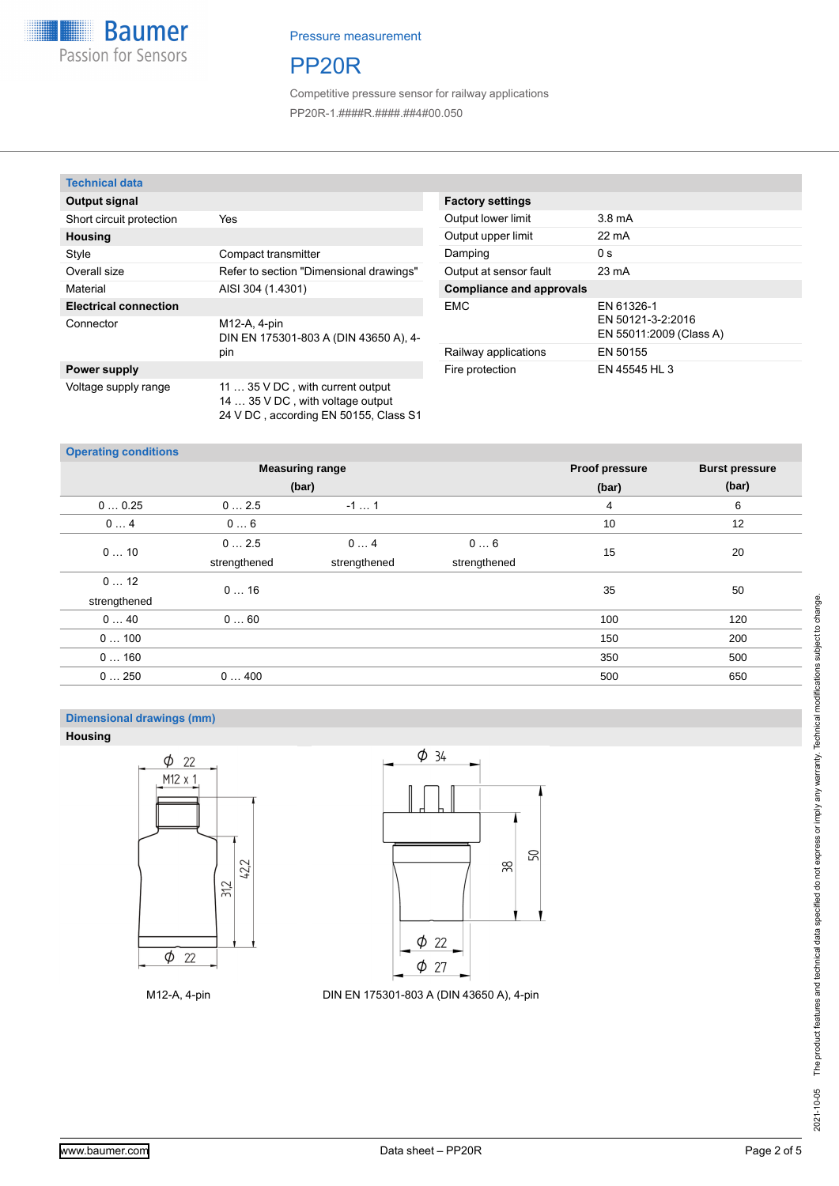Pressure measurement

# PP20R

Competitive pressure sensor for railway applications

PP20R-1.####R.####.##4#00.050

## Technical data

| **Output signal** | |
|---|---|
| Short circuit protection | Yes |
| **Housing** | |
| Style | Compact transmitter |
| Overall size | Refer to section "Dimensional drawings" |
| Material | AISI 304 (1.4301) |
| **Electrical connection** | |
| Connector | M12-A, 4-pin<br>DIN EN 175301-803 A (DIN 43650 A), 4-pin |
| **Power supply** | |
| Voltage supply range | 11 … 35 V DC , with current output<br>14 … 35 V DC , with voltage output<br>24 V DC , according EN 50155, Class S1 |

| **Factory settings** | |
|---|---|
| Output lower limit | 3.8 mA |
| Output upper limit | 22 mA |
| Damping | 0 s |
| Output at sensor fault | 23 mA |
| **Compliance and approvals** | |
| EMC | EN 61326-1<br>EN 50121-3-2:2016<br>EN 55011:2009 (Class A) |
| Railway applications | EN 50155 |
| Fire protection | EN 45545 HL 3 |

## Operating conditions

| Measuring range (bar) | | | | Proof pressure (bar) | Burst pressure (bar) |
|---|---|---|---|---|---|
| 0 … 0.25 | 0 … 2.5 | -1 … 1 | | 4 | 6 |
| 0 … 4 | 0 … 6 | | | 10 | 12 |
| 0 … 10 | 0 … 2.5 strengthened | 0 … 4 strengthened | 0 … 6 strengthened | 15 | 20 |
| 0 … 12 strengthened | 0 … 16 | | | 35 | 50 |
| 0 … 40 | 0 … 60 | | | 100 | 120 |
| 0 … 100 | | | | 150 | 200 |
| 0 … 160 | | | | 350 | 500 |
| 0 … 250 | 0 … 400 | | | 500 | 650 |

## Dimensional drawings (mm)

**Housing**

M12-A, 4-pin

DIN EN 175301-803 A (DIN 43650 A), 4-pin

The product features and technical data specified do not express or imply any warranty. Technical modifications subject to change.

2021-10-05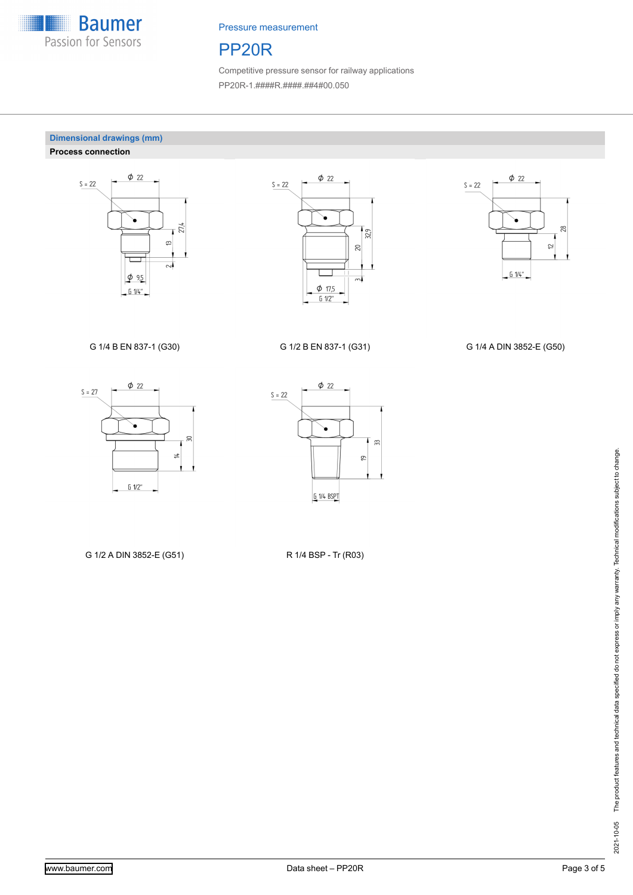## Dimensional drawings (mm)

### Process connection

S = 22 | ϕ 22 | 27,4 | 13 | 2 | ϕ 9,5 | G 1/4"

G 1/4 B EN 837-1 (G30)

S = 22 | ϕ 22 | 32,9 | 20 | 3 | ϕ 17,5 | G 1/2"

G 1/2 B EN 837-1 (G31)

S = 22 | ϕ 22 | 28 | 12 | G 1/4"

G 1/4 A DIN 3852-E (G50)

S = 27 | ϕ 22 | 30 | 14 | G 1/2"

G 1/2 A DIN 3852-E (G51)

S = 22 | ϕ 22 | 33 | 19 | G 1/4 BSPT

R 1/4 BSP - Tr (R03)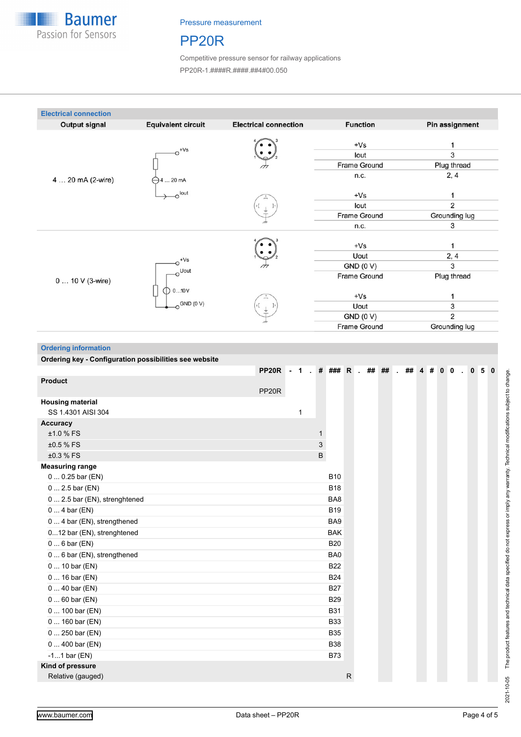Pressure measurement

# PP20R

Competitive pressure sensor for railway applications

PP20R-1.####R.####.##4#00.050

## Electrical connection

| Output signal | Equivalent circuit | Electrical connection | Function | Pin assignment |
|---|---|---|---|---|
| 4 … 20 mA (2-wire) | | | +Vs | 1 |
| | | | Iout | 3 |
| | | | Frame Ground | Plug thread |
| | | | n.c. | 2, 4 |
| | | | +Vs | 1 |
| | | | Iout | 2 |
| | | | Frame Ground | Grounding lug |
| | | | n.c. | 3 |
| 0 … 10 V (3-wire) | | | +Vs | 1 |
| | | | Uout | 2, 4 |
| | | | GND (0 V) | 3 |
| | | | Frame Ground | Plug thread |
| | | | +Vs | 1 |
| | | | Uout | 3 |
| | | | GND (0 V) | 2 |
| | | | Frame Ground | Grounding lug |

## Ordering information

**Ordering key - Configuration possibilities see website**

PP20R - 1 . # ### R . ## ## . ## 4 # 0 0 . 0 5 0

| | Code |
|---|---|
| **Product** | |
| | PP20R |
| **Housing material** | |
| SS 1.4301 AISI 304 | 1 |
| **Accuracy** | |
| ±1.0 % FS | 1 |
| ±0.5 % FS | 3 |
| ±0.3 % FS | B |
| **Measuring range** | |
| 0 ... 0.25 bar (EN) | B10 |
| 0 ... 2.5 bar (EN) | B18 |
| 0 ... 2.5 bar (EN), strenghtened | BA8 |
| 0 ... 4 bar (EN) | B19 |
| 0 ... 4 bar (EN), strengthened | BA9 |
| 0...12 bar (EN), strenghtened | BAK |
| 0 ... 6 bar (EN) | B20 |
| 0 ... 6 bar (EN), strengthened | BA0 |
| 0 ... 10 bar (EN) | B22 |
| 0 ... 16 bar (EN) | B24 |
| 0 ... 40 bar (EN) | B27 |
| 0 ... 60 bar (EN) | B29 |
| 0 ... 100 bar (EN) | B31 |
| 0 ... 160 bar (EN) | B33 |
| 0 ... 250 bar (EN) | B35 |
| 0 ... 400 bar (EN) | B38 |
| -1...1 bar (EN) | B73 |
| **Kind of pressure** | |
| Relative (gauged) | R |

The product features and technical data specified do not express or imply any warranty. Technical modifications subject to change.

2021-10-05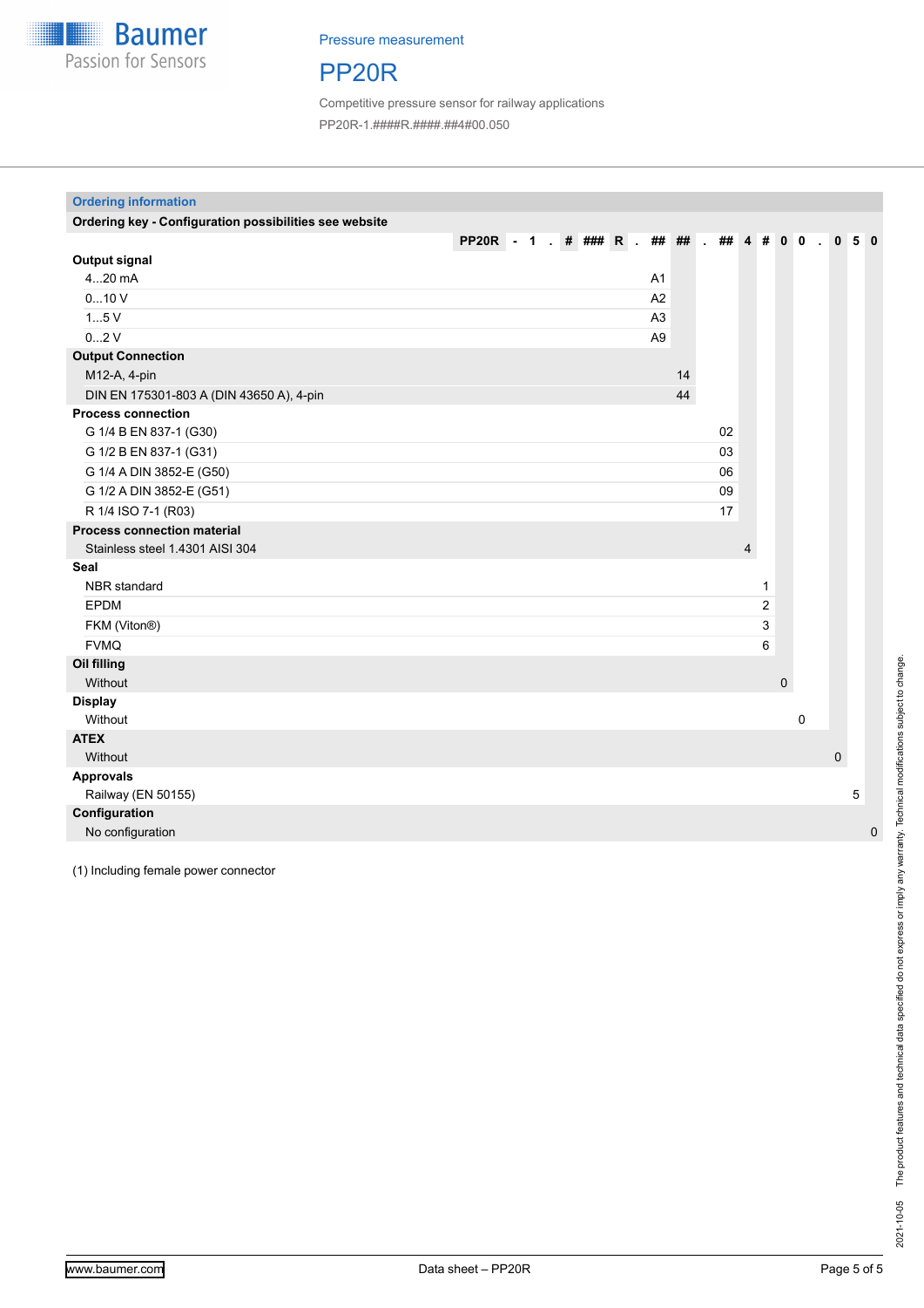# Pressure measurement

# PP20R

Competitive pressure sensor for railway applications

PP20R-1.####R.####.##4#00.050

## Ordering information

**Ordering key - Configuration possibilities see website**

**PP20R - 1 . # ### R . ## ## . ## 4 # 0 0 . 0 5 0**

| | Code |
|---|---|
| **Output signal** | |
| 4...20 mA | A1 |
| 0...10 V | A2 |
| 1...5 V | A3 |
| 0...2 V | A9 |
| **Output Connection** | |
| M12-A, 4-pin | 14 |
| DIN EN 175301-803 A (DIN 43650 A), 4-pin | 44 |
| **Process connection** | |
| G 1/4 B EN 837-1 (G30) | 02 |
| G 1/2 B EN 837-1 (G31) | 03 |
| G 1/4 A DIN 3852-E (G50) | 06 |
| G 1/2 A DIN 3852-E (G51) | 09 |
| R 1/4 ISO 7-1 (R03) | 17 |
| **Process connection material** | |
| Stainless steel 1.4301 AISI 304 | 4 |
| **Seal** | |
| NBR standard | 1 |
| EPDM | 2 |
| FKM (Viton®) | 3 |
| FVMQ | 6 |
| **Oil filling** | |
| Without | 0 |
| **Display** | |
| Without | 0 |
| **ATEX** | |
| Without | 0 |
| **Approvals** | |
| Railway (EN 50155) | 5 |
| **Configuration** | |
| No configuration | 0 |

(1) Including female power connector

2021-10-05 The product features and technical data specified do not express or imply any warranty. Technical modifications subject to change.